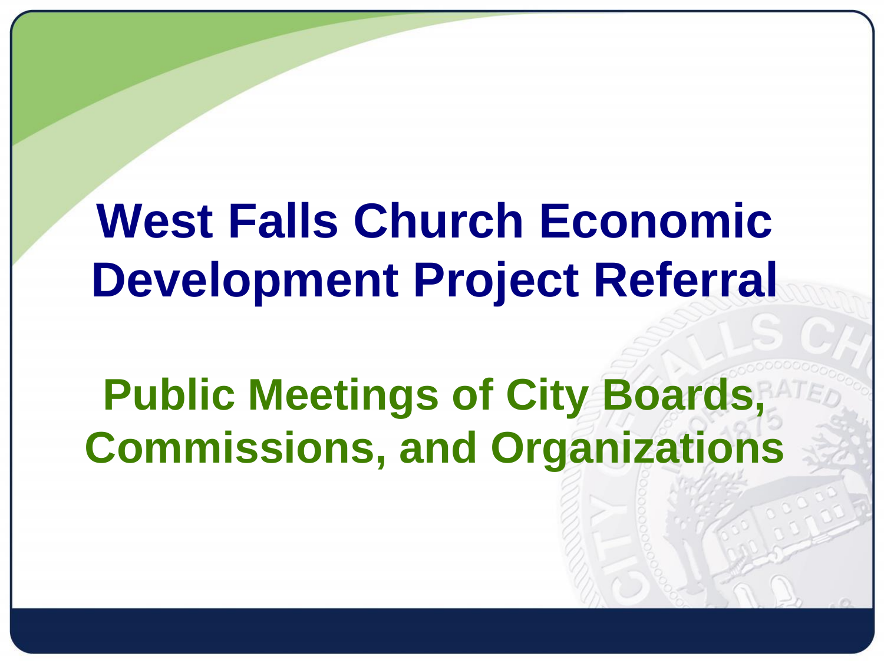# West Falls Church Economic Development Project Referral

## Public Meetings of City Boards, Commissions, and Organizations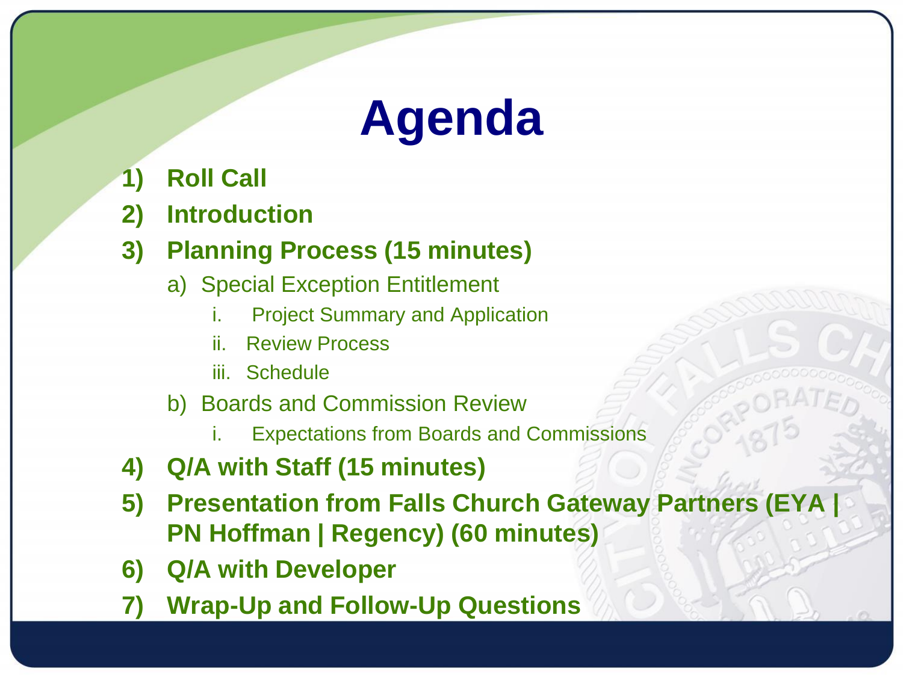# Agenda

1) **Roll Call**
2) **Introduction**
3) **Planning Process (15 minutes)**
   a) Special Exception Entitlement
      i. Project Summary and Application
      ii. Review Process
      iii. Schedule
   b) Boards and Commission Review
      i. Expectations from Boards and Commissions
4) **Q/A with Staff (15 minutes)**
5) **Presentation from Falls Church Gateway Partners (EYA | PN Hoffman | Regency) (60 minutes)**
6) **Q/A with Developer**
7) **Wrap-Up and Follow-Up Questions**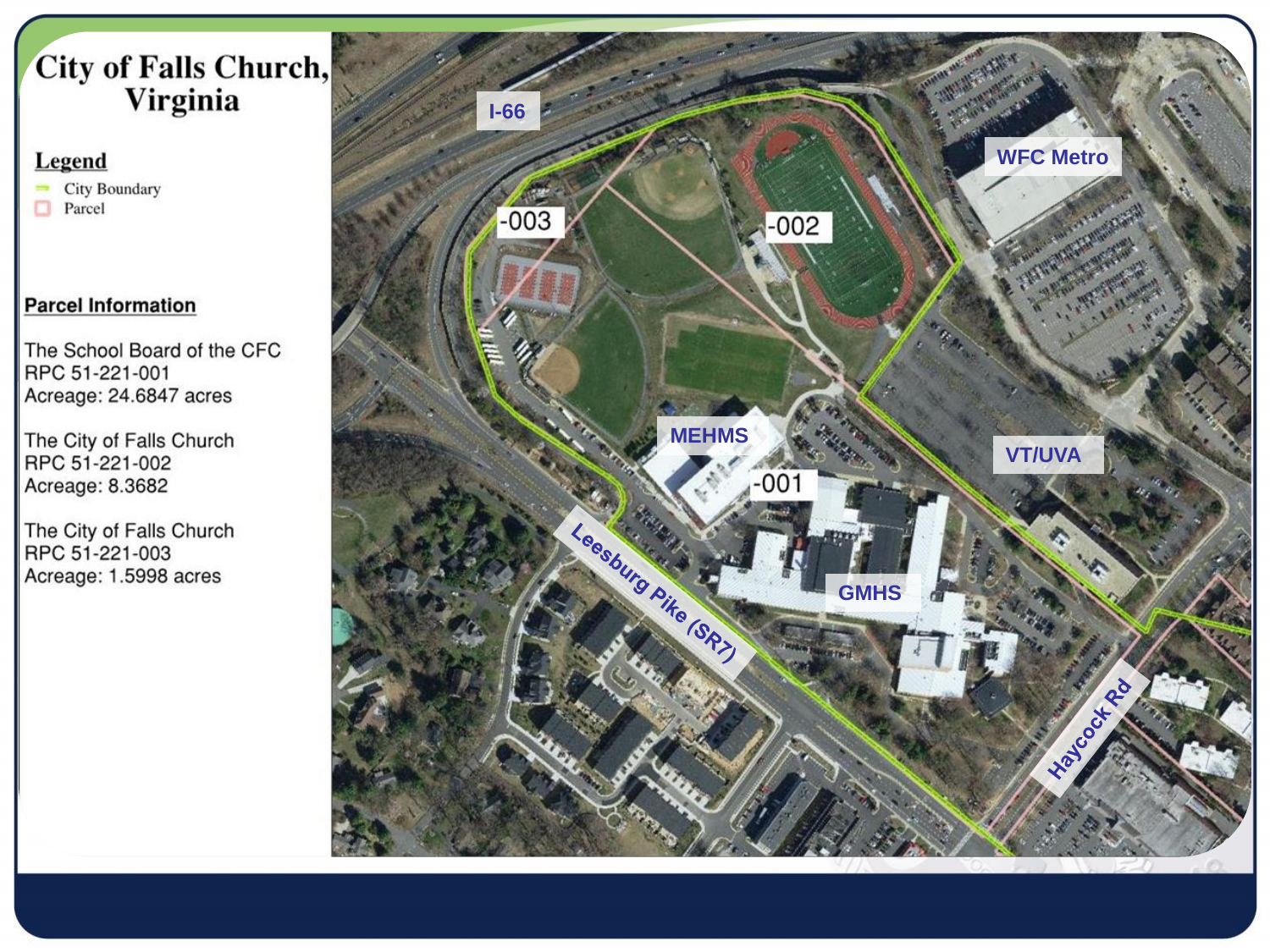# City of Falls Church, Virginia

## Legend

- City Boundary
- Parcel

## Parcel Information

The School Board of the CFC
RPC 51-221-001
Acreage: 24.6847 acres

The City of Falls Church
RPC 51-221-002
Acreage: 8.3682

The City of Falls Church
RPC 51-221-003
Acreage: 1.5998 acres

I-66

WFC Metro

-003

-002

MEHMS

-001

VT/UVA

GMHS

Leesburg Pike (SR7)

Haycock Rd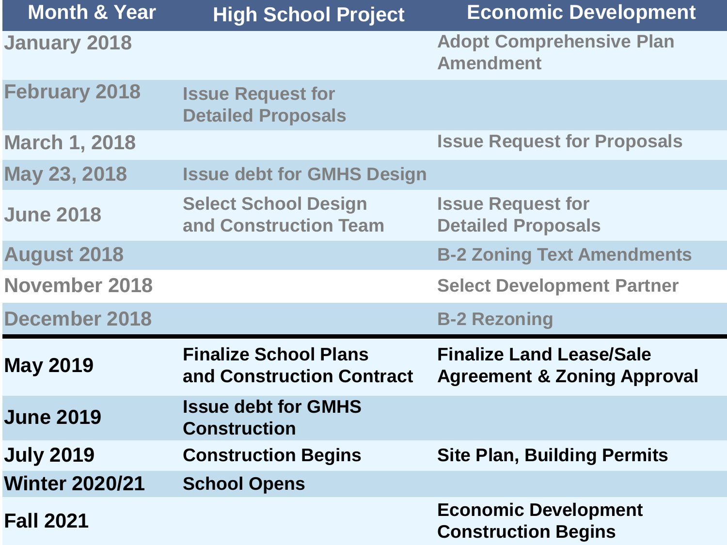| Month & Year | High School Project | Economic Development |
|---|---|---|
| January 2018 | | Adopt Comprehensive Plan Amendment |
| February 2018 | Issue Request for Detailed Proposals | |
| March 1, 2018 | | Issue Request for Proposals |
| May 23, 2018 | Issue debt for GMHS Design | |
| June 2018 | Select School Design and Construction Team | Issue Request for Detailed Proposals |
| August 2018 | | B-2 Zoning Text Amendments |
| November 2018 | | Select Development Partner |
| December 2018 | | B-2 Rezoning |
| **May 2019** | **Finalize School Plans and Construction Contract** | **Finalize Land Lease/Sale Agreement & Zoning Approval** |
| **June 2019** | **Issue debt for GMHS Construction** | |
| **July 2019** | **Construction Begins** | **Site Plan, Building Permits** |
| **Winter 2020/21** | **School Opens** | |
| **Fall 2021** | | **Economic Development Construction Begins** |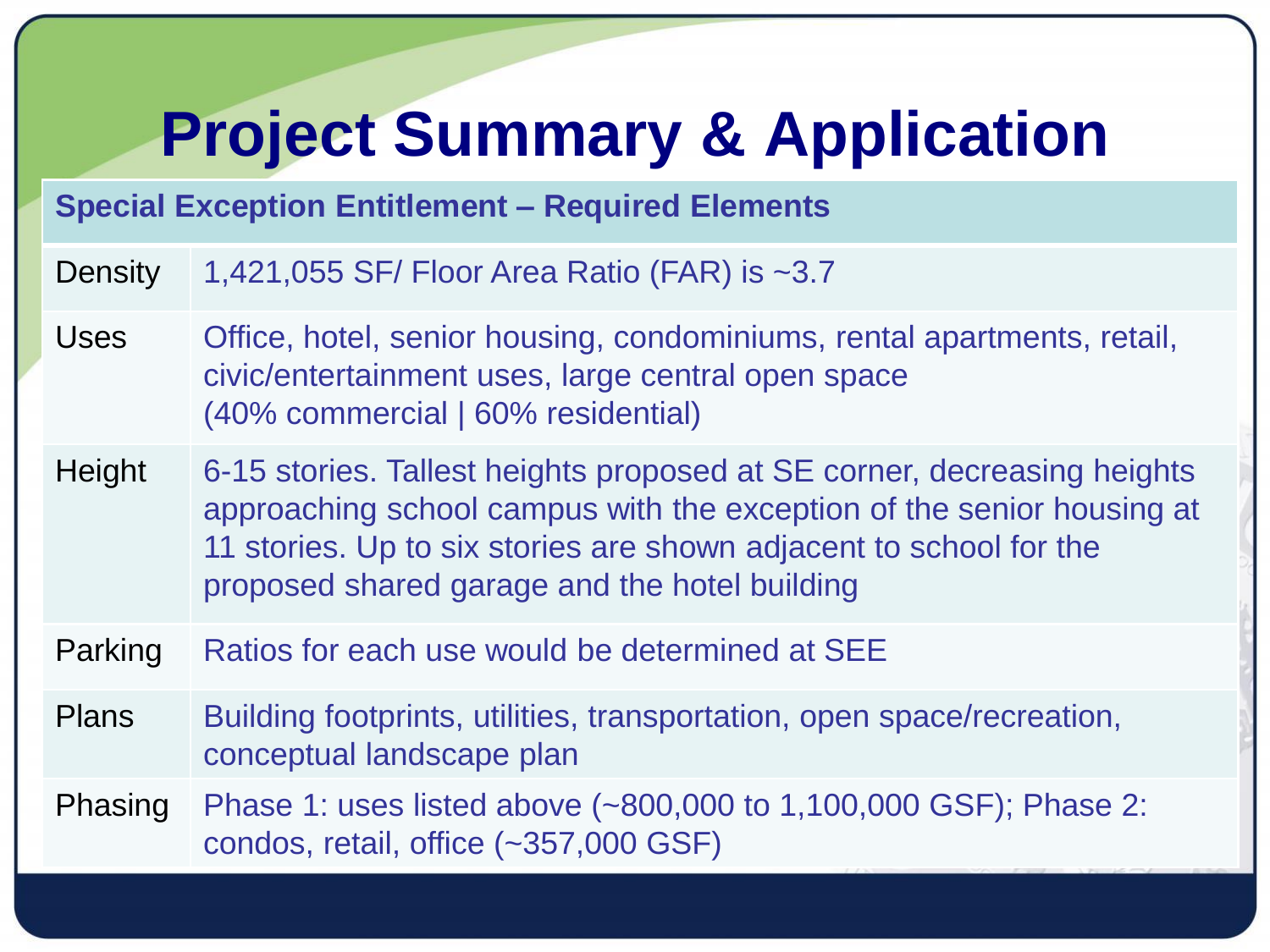# Project Summary & Application

| Special Exception Entitlement – Required Elements | |
|---|---|
| Density | 1,421,055 SF/ Floor Area Ratio (FAR) is ~3.7 |
| Uses | Office, hotel, senior housing, condominiums, rental apartments, retail, civic/entertainment uses, large central open space (40% commercial \| 60% residential) |
| Height | 6-15 stories. Tallest heights proposed at SE corner, decreasing heights approaching school campus with the exception of the senior housing at 11 stories. Up to six stories are shown adjacent to school for the proposed shared garage and the hotel building |
| Parking | Ratios for each use would be determined at SEE |
| Plans | Building footprints, utilities, transportation, open space/recreation, conceptual landscape plan |
| Phasing | Phase 1: uses listed above (~800,000 to 1,100,000 GSF); Phase 2: condos, retail, office (~357,000 GSF) |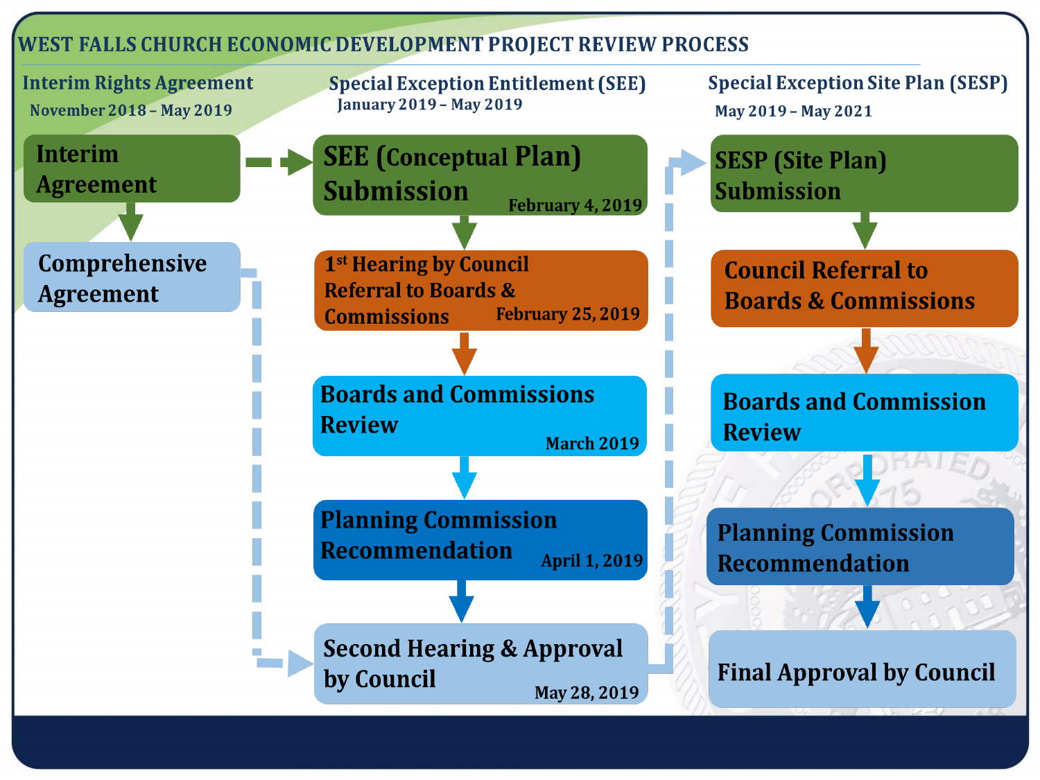# WEST FALLS CHURCH ECONOMIC DEVELOPMENT PROJECT REVIEW PROCESS

## Interim Rights Agreement

November 2018 – May 2019

- **Interim Agreement**
- **Comprehensive Agreement**

## Special Exception Entitlement (SEE)

January 2019 – May 2019

- **SEE (Conceptual Plan) Submission** — February 4, 2019
- **1st Hearing by Council Referral to Boards & Commissions** — February 25, 2019
- **Boards and Commissions Review** — March 2019
- **Planning Commission Recommendation** — April 1, 2019
- **Second Hearing & Approval by Council** — May 28, 2019

## Special Exception Site Plan (SESP)

May 2019 – May 2021

- **SESP (Site Plan) Submission**
- **Council Referral to Boards & Commissions**
- **Boards and Commission Review**
- **Planning Commission Recommendation**
- **Final Approval by Council**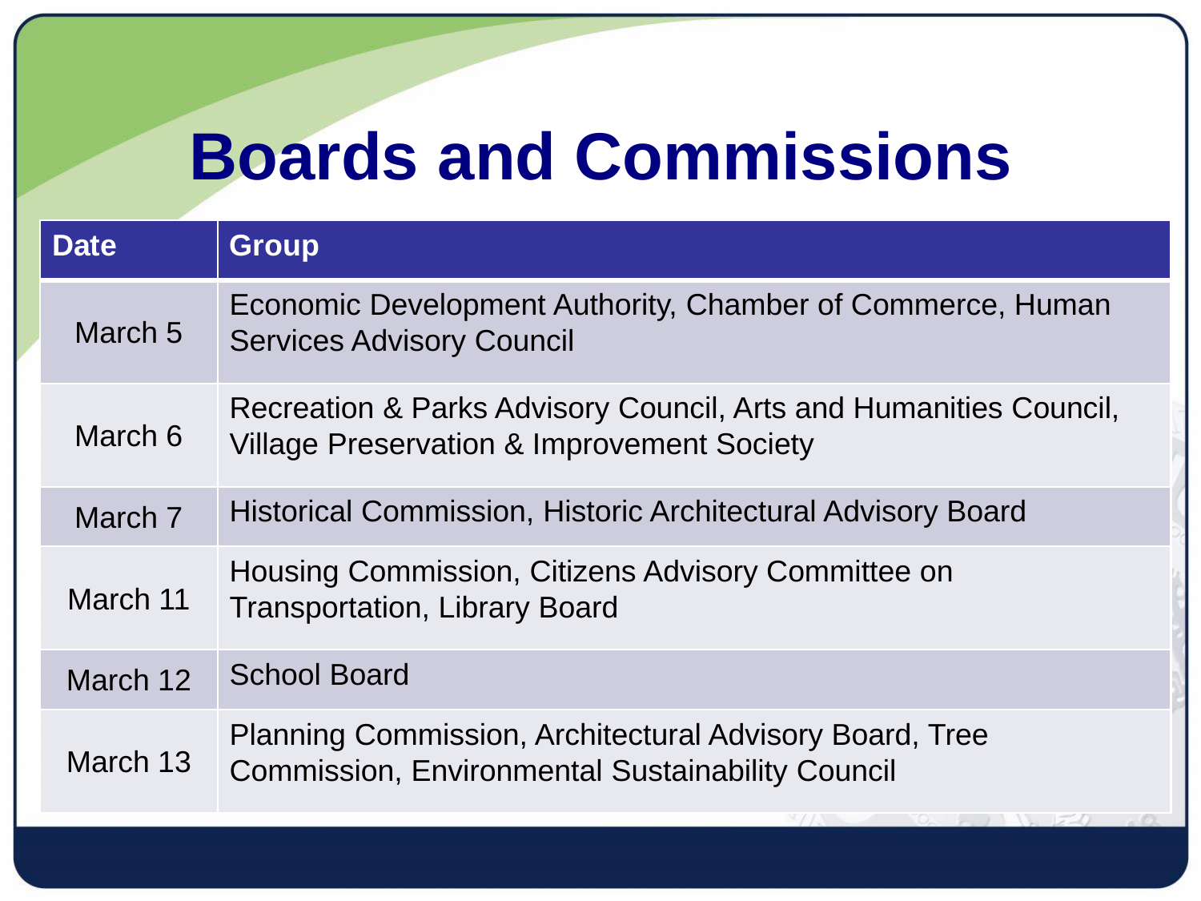# Boards and Commissions

| Date | Group |
|---|---|
| March 5 | Economic Development Authority, Chamber of Commerce, Human Services Advisory Council |
| March 6 | Recreation & Parks Advisory Council, Arts and Humanities Council, Village Preservation & Improvement Society |
| March 7 | Historical Commission, Historic Architectural Advisory Board |
| March 11 | Housing Commission, Citizens Advisory Committee on Transportation, Library Board |
| March 12 | School Board |
| March 13 | Planning Commission, Architectural Advisory Board, Tree Commission, Environmental Sustainability Council |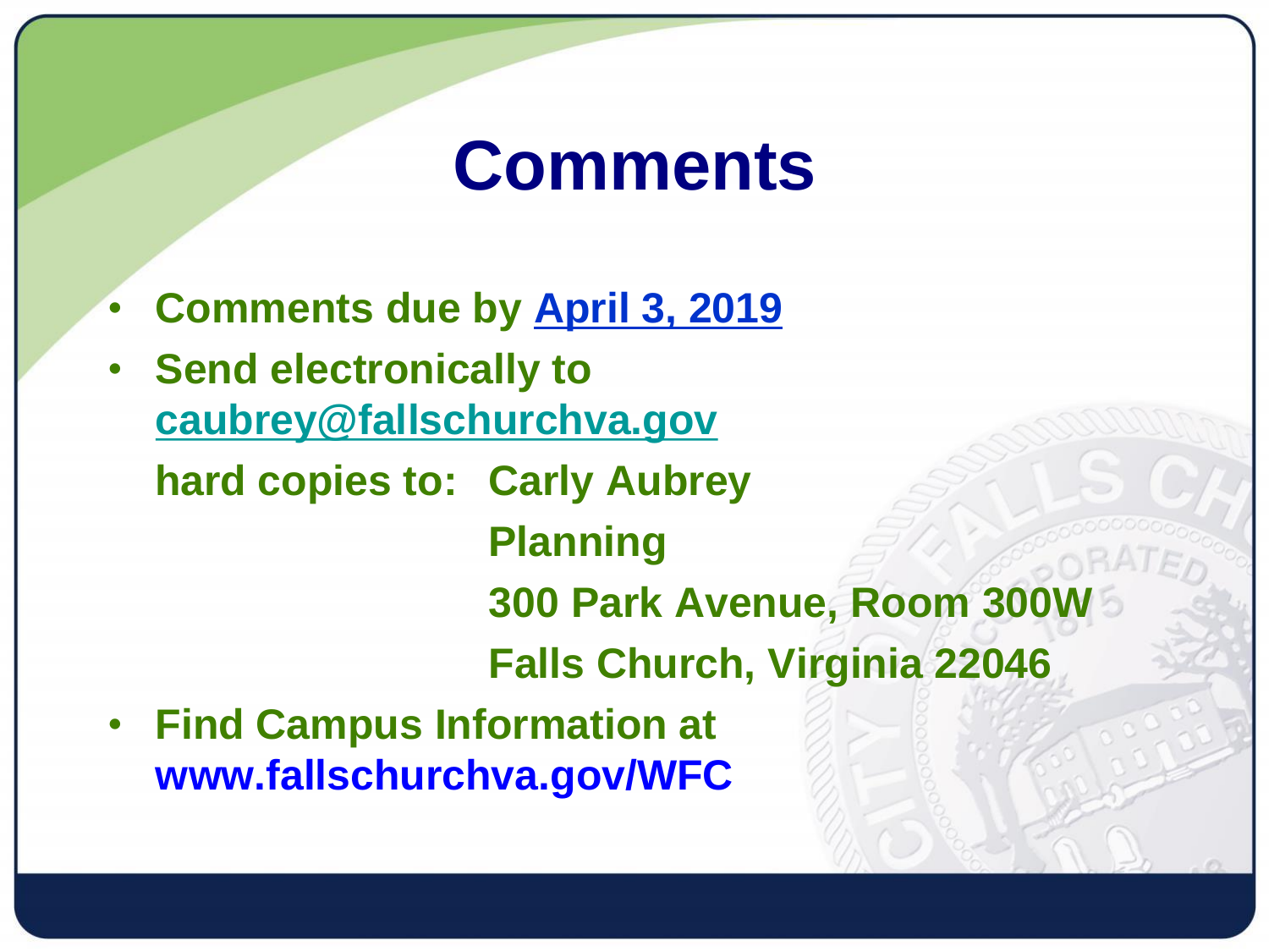# Comments

- **Comments due by April 3, 2019**
- **Send electronically to caubrey@fallschurchva.gov**

  **hard copies to: Carly Aubrey**

  **Planning**

  **300 Park Avenue, Room 300W**

  **Falls Church, Virginia 22046**
- **Find Campus Information at www.fallschurchva.gov/WFC**